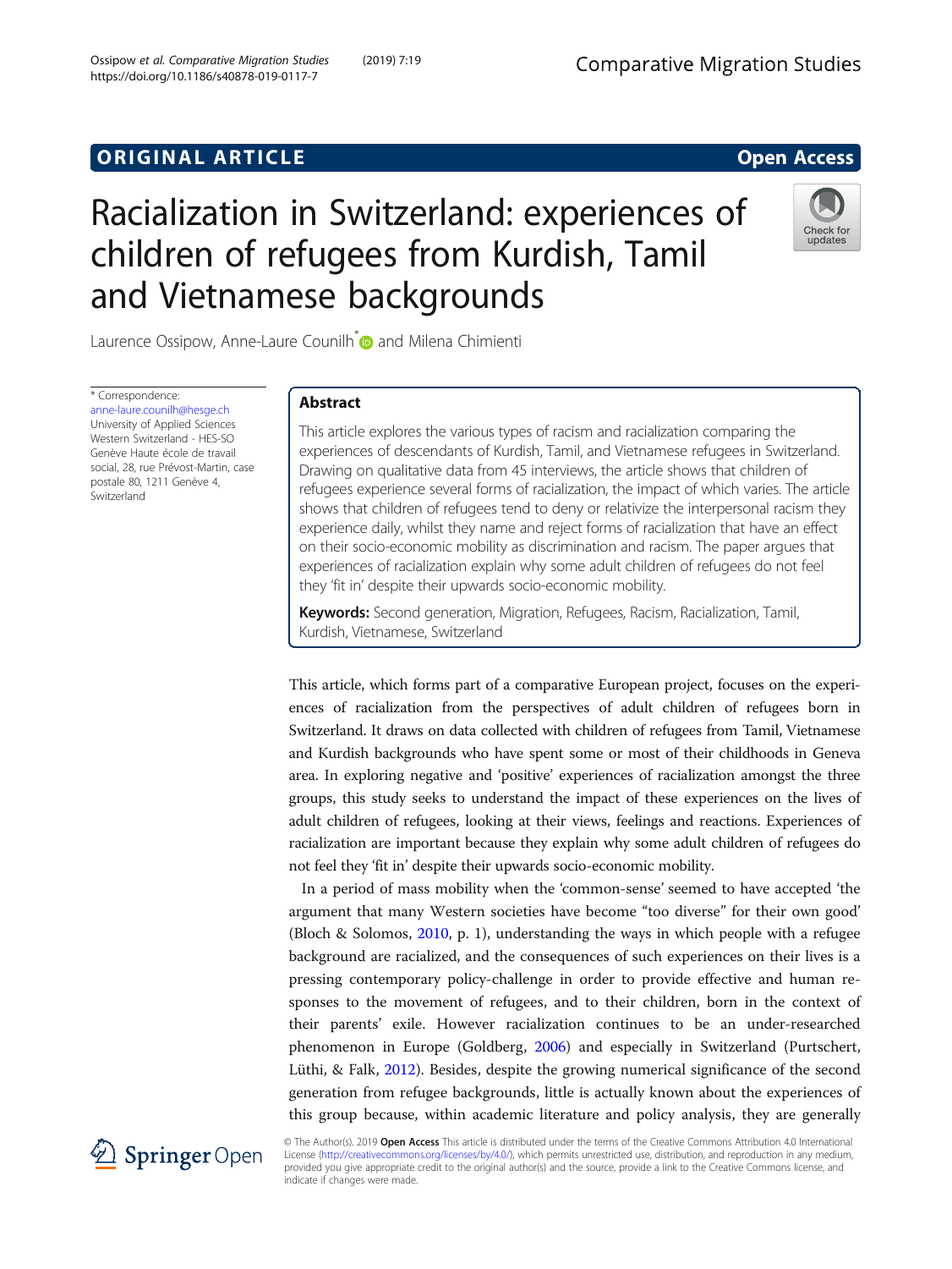# Racialization in Switzerland: experiences of children of refugees from Kurdish, Tamil and Vietnamese backgrounds

Laurence Ossipow, Anne-Laure Counilh* and Milena Chimienti

\* Correspondence: anne-laure.counilh@hesge.ch
University of Applied Sciences Western Switzerland - HES-SO Genève Haute école de travail social, 28, rue Prévost-Martin, case postale 80, 1211 Genève 4, Switzerland

## Abstract

This article explores the various types of racism and racialization comparing the experiences of descendants of Kurdish, Tamil, and Vietnamese refugees in Switzerland. Drawing on qualitative data from 45 interviews, the article shows that children of refugees experience several forms of racialization, the impact of which varies. The article shows that children of refugees tend to deny or relativize the interpersonal racism they experience daily, whilst they name and reject forms of racialization that have an effect on their socio-economic mobility as discrimination and racism. The paper argues that experiences of racialization explain why some adult children of refugees do not feel they 'fit in' despite their upwards socio-economic mobility.

**Keywords:** Second generation, Migration, Refugees, Racism, Racialization, Tamil, Kurdish, Vietnamese, Switzerland

This article, which forms part of a comparative European project, focuses on the experiences of racialization from the perspectives of adult children of refugees born in Switzerland. It draws on data collected with children of refugees from Tamil, Vietnamese and Kurdish backgrounds who have spent some or most of their childhoods in Geneva area. In exploring negative and 'positive' experiences of racialization amongst the three groups, this study seeks to understand the impact of these experiences on the lives of adult children of refugees, looking at their views, feelings and reactions. Experiences of racialization are important because they explain why some adult children of refugees do not feel they 'fit in' despite their upwards socio-economic mobility.

In a period of mass mobility when the 'common-sense' seemed to have accepted 'the argument that many Western societies have become "too diverse" for their own good' (Bloch & Solomos, 2010, p. 1), understanding the ways in which people with a refugee background are racialized, and the consequences of such experiences on their lives is a pressing contemporary policy-challenge in order to provide effective and human responses to the movement of refugees, and to their children, born in the context of their parents' exile. However racialization continues to be an under-researched phenomenon in Europe (Goldberg, 2006) and especially in Switzerland (Purtschert, Lüthi, & Falk, 2012). Besides, despite the growing numerical significance of the second generation from refugee backgrounds, little is actually known about the experiences of this group because, within academic literature and policy analysis, they are generally

© The Author(s). 2019 **Open Access** This article is distributed under the terms of the Creative Commons Attribution 4.0 International License (http://creativecommons.org/licenses/by/4.0/), which permits unrestricted use, distribution, and reproduction in any medium, provided you give appropriate credit to the original author(s) and the source, provide a link to the Creative Commons license, and indicate if changes were made.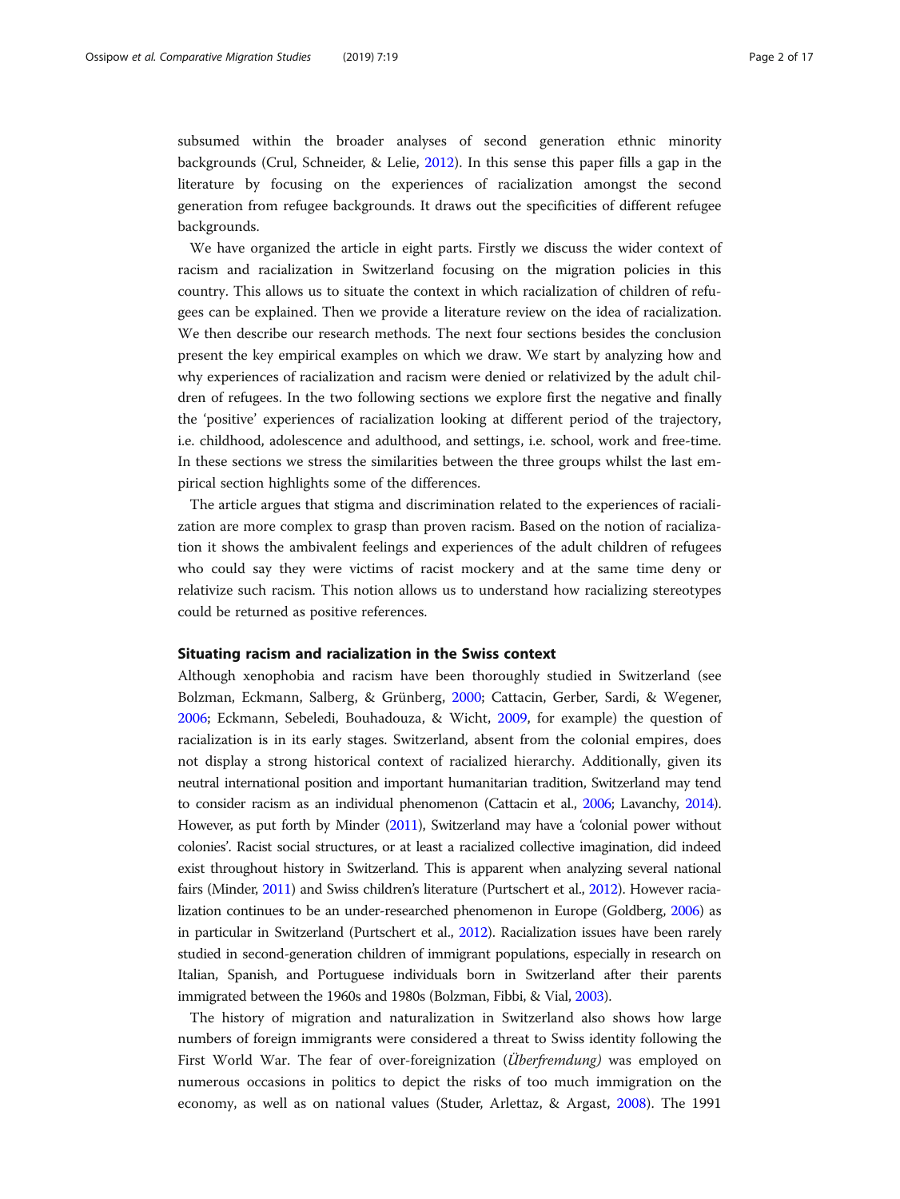subsumed within the broader analyses of second generation ethnic minority backgrounds (Crul, Schneider, & Lelie, 2012). In this sense this paper fills a gap in the literature by focusing on the experiences of racialization amongst the second generation from refugee backgrounds. It draws out the specificities of different refugee backgrounds.

We have organized the article in eight parts. Firstly we discuss the wider context of racism and racialization in Switzerland focusing on the migration policies in this country. This allows us to situate the context in which racialization of children of refugees can be explained. Then we provide a literature review on the idea of racialization. We then describe our research methods. The next four sections besides the conclusion present the key empirical examples on which we draw. We start by analyzing how and why experiences of racialization and racism were denied or relativized by the adult children of refugees. In the two following sections we explore first the negative and finally the 'positive' experiences of racialization looking at different period of the trajectory, i.e. childhood, adolescence and adulthood, and settings, i.e. school, work and free-time. In these sections we stress the similarities between the three groups whilst the last empirical section highlights some of the differences.

The article argues that stigma and discrimination related to the experiences of racialization are more complex to grasp than proven racism. Based on the notion of racialization it shows the ambivalent feelings and experiences of the adult children of refugees who could say they were victims of racist mockery and at the same time deny or relativize such racism. This notion allows us to understand how racializing stereotypes could be returned as positive references.

## Situating racism and racialization in the Swiss context

Although xenophobia and racism have been thoroughly studied in Switzerland (see Bolzman, Eckmann, Salberg, & Grünberg, 2000; Cattacin, Gerber, Sardi, & Wegener, 2006; Eckmann, Sebeledi, Bouhadouza, & Wicht, 2009, for example) the question of racialization is in its early stages. Switzerland, absent from the colonial empires, does not display a strong historical context of racialized hierarchy. Additionally, given its neutral international position and important humanitarian tradition, Switzerland may tend to consider racism as an individual phenomenon (Cattacin et al., 2006; Lavanchy, 2014). However, as put forth by Minder (2011), Switzerland may have a 'colonial power without colonies'. Racist social structures, or at least a racialized collective imagination, did indeed exist throughout history in Switzerland. This is apparent when analyzing several national fairs (Minder, 2011) and Swiss children's literature (Purtschert et al., 2012). However racialization continues to be an under-researched phenomenon in Europe (Goldberg, 2006) as in particular in Switzerland (Purtschert et al., 2012). Racialization issues have been rarely studied in second-generation children of immigrant populations, especially in research on Italian, Spanish, and Portuguese individuals born in Switzerland after their parents immigrated between the 1960s and 1980s (Bolzman, Fibbi, & Vial, 2003).

The history of migration and naturalization in Switzerland also shows how large numbers of foreign immigrants were considered a threat to Swiss identity following the First World War. The fear of over-foreignization (*Überfremdung)* was employed on numerous occasions in politics to depict the risks of too much immigration on the economy, as well as on national values (Studer, Arlettaz, & Argast, 2008). The 1991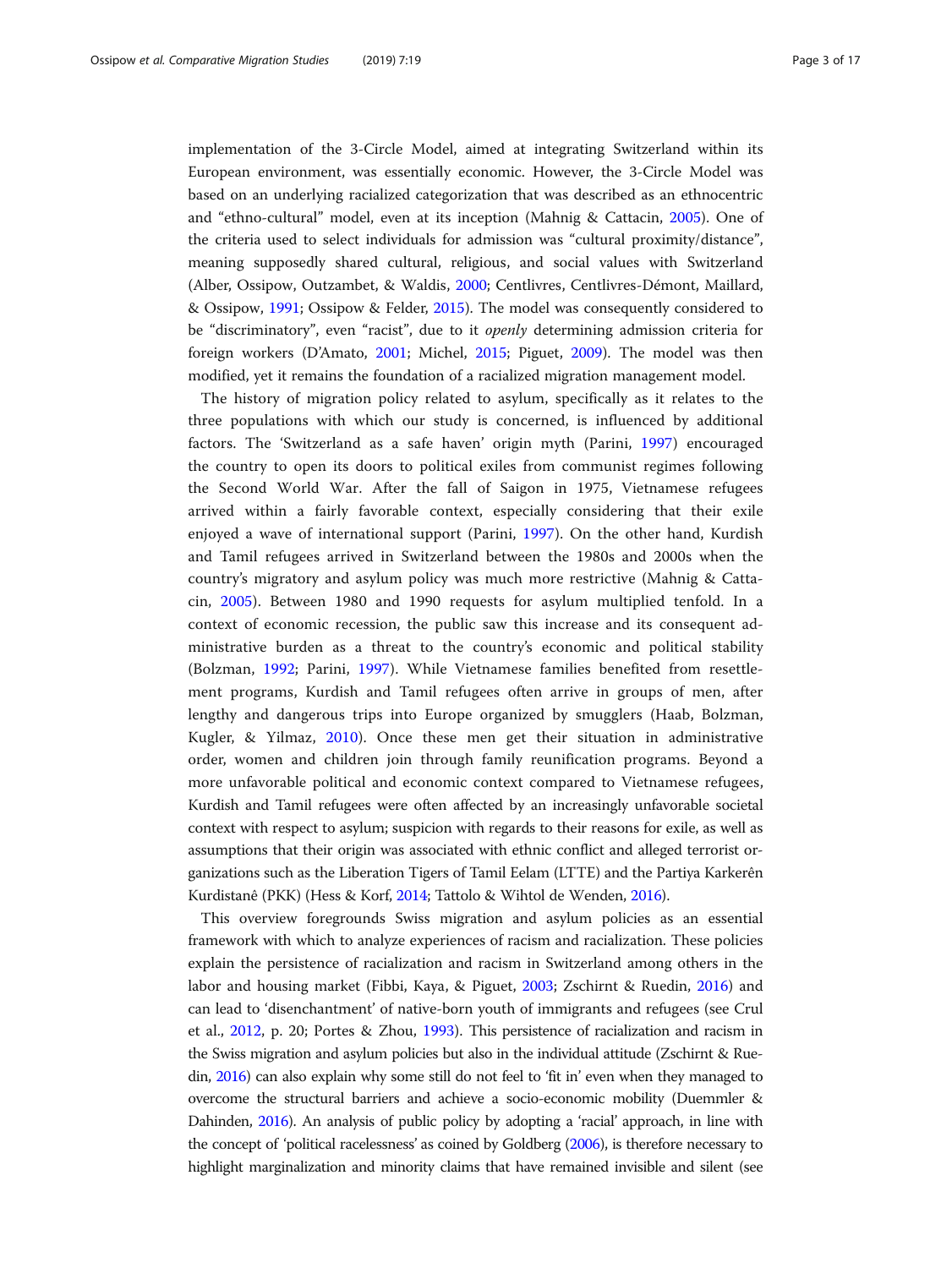implementation of the 3-Circle Model, aimed at integrating Switzerland within its European environment, was essentially economic. However, the 3-Circle Model was based on an underlying racialized categorization that was described as an ethnocentric and "ethno-cultural" model, even at its inception (Mahnig & Cattacin, 2005). One of the criteria used to select individuals for admission was "cultural proximity/distance", meaning supposedly shared cultural, religious, and social values with Switzerland (Alber, Ossipow, Outzambet, & Waldis, 2000; Centlivres, Centlivres-Démont, Maillard, & Ossipow, 1991; Ossipow & Felder, 2015). The model was consequently considered to be "discriminatory", even "racist", due to it *openly* determining admission criteria for foreign workers (D'Amato, 2001; Michel, 2015; Piguet, 2009). The model was then modified, yet it remains the foundation of a racialized migration management model.

The history of migration policy related to asylum, specifically as it relates to the three populations with which our study is concerned, is influenced by additional factors. The 'Switzerland as a safe haven' origin myth (Parini, 1997) encouraged the country to open its doors to political exiles from communist regimes following the Second World War. After the fall of Saigon in 1975, Vietnamese refugees arrived within a fairly favorable context, especially considering that their exile enjoyed a wave of international support (Parini, 1997). On the other hand, Kurdish and Tamil refugees arrived in Switzerland between the 1980s and 2000s when the country's migratory and asylum policy was much more restrictive (Mahnig & Cattacin, 2005). Between 1980 and 1990 requests for asylum multiplied tenfold. In a context of economic recession, the public saw this increase and its consequent administrative burden as a threat to the country's economic and political stability (Bolzman, 1992; Parini, 1997). While Vietnamese families benefited from resettlement programs, Kurdish and Tamil refugees often arrive in groups of men, after lengthy and dangerous trips into Europe organized by smugglers (Haab, Bolzman, Kugler, & Yilmaz, 2010). Once these men get their situation in administrative order, women and children join through family reunification programs. Beyond a more unfavorable political and economic context compared to Vietnamese refugees, Kurdish and Tamil refugees were often affected by an increasingly unfavorable societal context with respect to asylum; suspicion with regards to their reasons for exile, as well as assumptions that their origin was associated with ethnic conflict and alleged terrorist organizations such as the Liberation Tigers of Tamil Eelam (LTTE) and the Partiya Karkerên Kurdistanê (PKK) (Hess & Korf, 2014; Tattolo & Wihtol de Wenden, 2016).

This overview foregrounds Swiss migration and asylum policies as an essential framework with which to analyze experiences of racism and racialization. These policies explain the persistence of racialization and racism in Switzerland among others in the labor and housing market (Fibbi, Kaya, & Piguet, 2003; Zschirnt & Ruedin, 2016) and can lead to 'disenchantment' of native-born youth of immigrants and refugees (see Crul et al., 2012, p. 20; Portes & Zhou, 1993). This persistence of racialization and racism in the Swiss migration and asylum policies but also in the individual attitude (Zschirnt & Ruedin, 2016) can also explain why some still do not feel to 'fit in' even when they managed to overcome the structural barriers and achieve a socio-economic mobility (Duemmler & Dahinden, 2016). An analysis of public policy by adopting a 'racial' approach, in line with the concept of 'political racelessness' as coined by Goldberg (2006), is therefore necessary to highlight marginalization and minority claims that have remained invisible and silent (see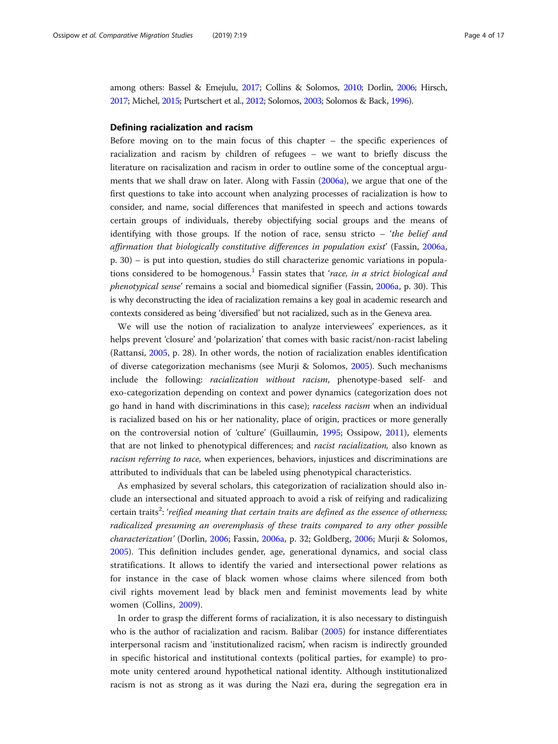among others: Bassel & Emejulu, 2017; Collins & Solomos, 2010; Dorlin, 2006; Hirsch, 2017; Michel, 2015; Purtschert et al., 2012; Solomos, 2003; Solomos & Back, 1996).

## Defining racialization and racism

Before moving on to the main focus of this chapter – the specific experiences of racialization and racism by children of refugees – we want to briefly discuss the literature on racisalization and racism in order to outline some of the conceptual arguments that we shall draw on later. Along with Fassin (2006a), we argue that one of the first questions to take into account when analyzing processes of racialization is how to consider, and name, social differences that manifested in speech and actions towards certain groups of individuals, thereby objectifying social groups and the means of identifying with those groups. If the notion of race, sensu stricto – '*the belief and affirmation that biologically constitutive differences in population exist*' (Fassin, 2006a, p. 30) – is put into question, studies do still characterize genomic variations in populations considered to be homogenous.[1] Fassin states that '*race, in a strict biological and phenotypical sense*' remains a social and biomedical signifier (Fassin, 2006a, p. 30). This is why deconstructing the idea of racialization remains a key goal in academic research and contexts considered as being 'diversified' but not racialized, such as in the Geneva area.

We will use the notion of racialization to analyze interviewees' experiences, as it helps prevent 'closure' and 'polarization' that comes with basic racist/non-racist labeling (Rattansi, 2005, p. 28). In other words, the notion of racialization enables identification of diverse categorization mechanisms (see Murji & Solomos, 2005). Such mechanisms include the following: *racialization without racism*, phenotype-based self- and exo-categorization depending on context and power dynamics (categorization does not go hand in hand with discriminations in this case); *raceless racism* when an individual is racialized based on his or her nationality, place of origin, practices or more generally on the controversial notion of 'culture' (Guillaumin, 1995; Ossipow, 2011), elements that are not linked to phenotypical differences; and *racist racialization,* also known as *racism referring to race,* when experiences, behaviors, injustices and discriminations are attributed to individuals that can be labeled using phenotypical characteristics.

As emphasized by several scholars, this categorization of racialization should also include an intersectional and situated approach to avoid a risk of reifying and radicalizing certain traits[2]: '*reified meaning that certain traits are defined as the essence of otherness; radicalized presuming an overemphasis of these traits compared to any other possible characterization*' (Dorlin, 2006; Fassin, 2006a, p. 32; Goldberg, 2006; Murji & Solomos, 2005). This definition includes gender, age, generational dynamics, and social class stratifications. It allows to identify the varied and intersectional power relations as for instance in the case of black women whose claims where silenced from both civil rights movement lead by black men and feminist movements lead by white women (Collins, 2009).

In order to grasp the different forms of racialization, it is also necessary to distinguish who is the author of racialization and racism. Balibar (2005) for instance differentiates interpersonal racism and 'institutionalized racism', when racism is indirectly grounded in specific historical and institutional contexts (political parties, for example) to promote unity centered around hypothetical national identity. Although institutionalized racism is not as strong as it was during the Nazi era, during the segregation era in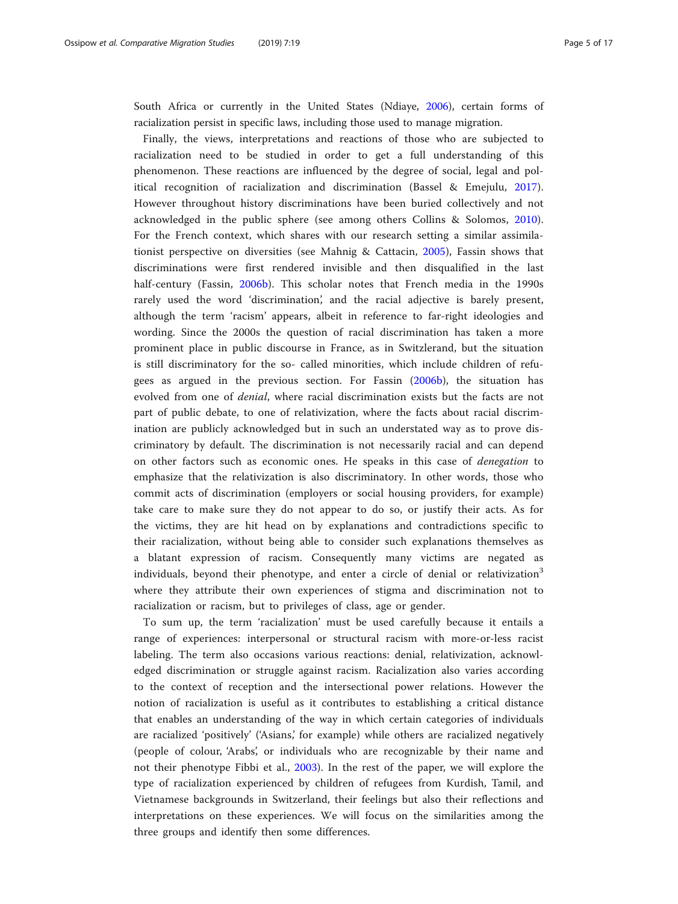South Africa or currently in the United States (Ndiaye, 2006), certain forms of racialization persist in specific laws, including those used to manage migration.

Finally, the views, interpretations and reactions of those who are subjected to racialization need to be studied in order to get a full understanding of this phenomenon. These reactions are influenced by the degree of social, legal and political recognition of racialization and discrimination (Bassel & Emejulu, 2017). However throughout history discriminations have been buried collectively and not acknowledged in the public sphere (see among others Collins & Solomos, 2010). For the French context, which shares with our research setting a similar assimilationist perspective on diversities (see Mahnig & Cattacin, 2005), Fassin shows that discriminations were first rendered invisible and then disqualified in the last half-century (Fassin, 2006b). This scholar notes that French media in the 1990s rarely used the word 'discrimination', and the racial adjective is barely present, although the term 'racism' appears, albeit in reference to far-right ideologies and wording. Since the 2000s the question of racial discrimination has taken a more prominent place in public discourse in France, as in Switzerland, but the situation is still discriminatory for the so- called minorities, which include children of refugees as argued in the previous section. For Fassin (2006b), the situation has evolved from one of *denial*, where racial discrimination exists but the facts are not part of public debate, to one of relativization, where the facts about racial discrimination are publicly acknowledged but in such an understated way as to prove discriminatory by default. The discrimination is not necessarily racial and can depend on other factors such as economic ones. He speaks in this case of *denegation* to emphasize that the relativization is also discriminatory. In other words, those who commit acts of discrimination (employers or social housing providers, for example) take care to make sure they do not appear to do so, or justify their acts. As for the victims, they are hit head on by explanations and contradictions specific to their racialization, without being able to consider such explanations themselves as a blatant expression of racism. Consequently many victims are negated as individuals, beyond their phenotype, and enter a circle of denial or relativization[3] where they attribute their own experiences of stigma and discrimination not to racialization or racism, but to privileges of class, age or gender.

To sum up, the term 'racialization' must be used carefully because it entails a range of experiences: interpersonal or structural racism with more-or-less racist labeling. The term also occasions various reactions: denial, relativization, acknowledged discrimination or struggle against racism. Racialization also varies according to the context of reception and the intersectional power relations. However the notion of racialization is useful as it contributes to establishing a critical distance that enables an understanding of the way in which certain categories of individuals are racialized 'positively' ('Asians', for example) while others are racialized negatively (people of colour, 'Arabs', or individuals who are recognizable by their name and not their phenotype Fibbi et al., 2003). In the rest of the paper, we will explore the type of racialization experienced by children of refugees from Kurdish, Tamil, and Vietnamese backgrounds in Switzerland, their feelings but also their reflections and interpretations on these experiences. We will focus on the similarities among the three groups and identify then some differences.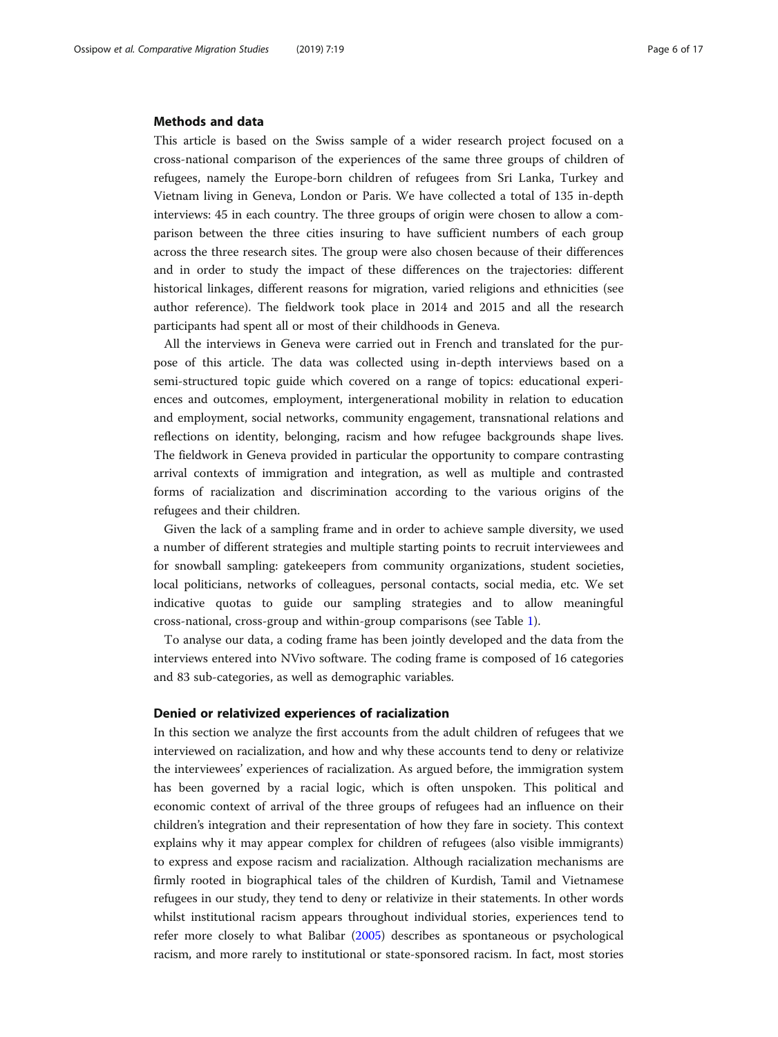## Methods and data

This article is based on the Swiss sample of a wider research project focused on a cross-national comparison of the experiences of the same three groups of children of refugees, namely the Europe-born children of refugees from Sri Lanka, Turkey and Vietnam living in Geneva, London or Paris. We have collected a total of 135 in-depth interviews: 45 in each country. The three groups of origin were chosen to allow a comparison between the three cities insuring to have sufficient numbers of each group across the three research sites. The group were also chosen because of their differences and in order to study the impact of these differences on the trajectories: different historical linkages, different reasons for migration, varied religions and ethnicities (see author reference). The fieldwork took place in 2014 and 2015 and all the research participants had spent all or most of their childhoods in Geneva.

All the interviews in Geneva were carried out in French and translated for the purpose of this article. The data was collected using in-depth interviews based on a semi-structured topic guide which covered on a range of topics: educational experiences and outcomes, employment, intergenerational mobility in relation to education and employment, social networks, community engagement, transnational relations and reflections on identity, belonging, racism and how refugee backgrounds shape lives. The fieldwork in Geneva provided in particular the opportunity to compare contrasting arrival contexts of immigration and integration, as well as multiple and contrasted forms of racialization and discrimination according to the various origins of the refugees and their children.

Given the lack of a sampling frame and in order to achieve sample diversity, we used a number of different strategies and multiple starting points to recruit interviewees and for snowball sampling: gatekeepers from community organizations, student societies, local politicians, networks of colleagues, personal contacts, social media, etc. We set indicative quotas to guide our sampling strategies and to allow meaningful cross-national, cross-group and within-group comparisons (see Table 1).

To analyse our data, a coding frame has been jointly developed and the data from the interviews entered into NVivo software. The coding frame is composed of 16 categories and 83 sub-categories, as well as demographic variables.

## Denied or relativized experiences of racialization

In this section we analyze the first accounts from the adult children of refugees that we interviewed on racialization, and how and why these accounts tend to deny or relativize the interviewees' experiences of racialization. As argued before, the immigration system has been governed by a racial logic, which is often unspoken. This political and economic context of arrival of the three groups of refugees had an influence on their children's integration and their representation of how they fare in society. This context explains why it may appear complex for children of refugees (also visible immigrants) to express and expose racism and racialization. Although racialization mechanisms are firmly rooted in biographical tales of the children of Kurdish, Tamil and Vietnamese refugees in our study, they tend to deny or relativize in their statements. In other words whilst institutional racism appears throughout individual stories, experiences tend to refer more closely to what Balibar (2005) describes as spontaneous or psychological racism, and more rarely to institutional or state-sponsored racism. In fact, most stories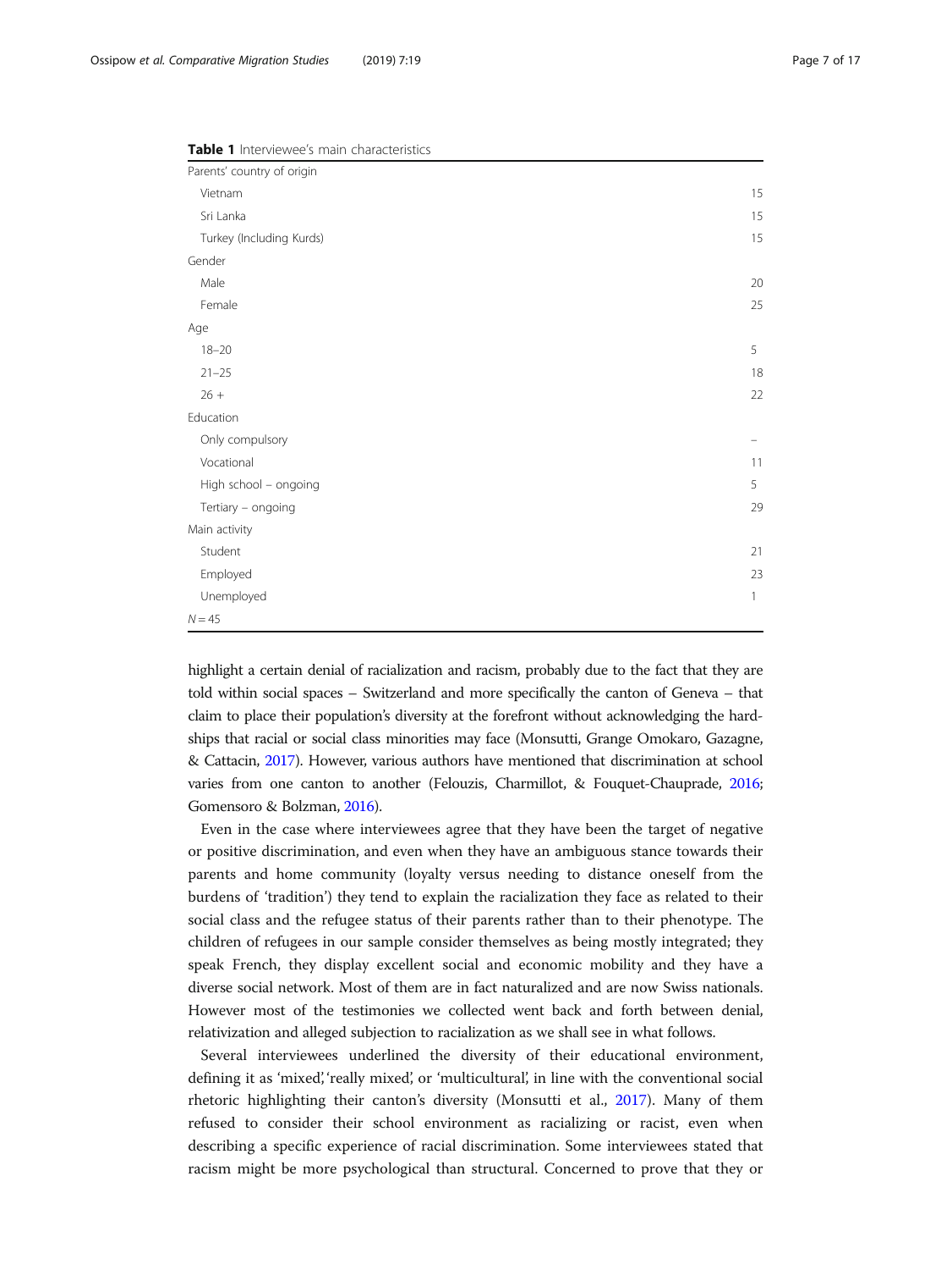**Table 1** Interviewee's main characteristics

| | |
|---|---|
| Parents' country of origin | |
| Vietnam | 15 |
| Sri Lanka | 15 |
| Turkey (Including Kurds) | 15 |
| Gender | |
| Male | 20 |
| Female | 25 |
| Age | |
| 18–20 | 5 |
| 21–25 | 18 |
| 26 + | 22 |
| Education | |
| Only compulsory | – |
| Vocational | 11 |
| High school – ongoing | 5 |
| Tertiary – ongoing | 29 |
| Main activity | |
| Student | 21 |
| Employed | 23 |
| Unemployed | 1 |
| *N* = 45 | |

highlight a certain denial of racialization and racism, probably due to the fact that they are told within social spaces – Switzerland and more specifically the canton of Geneva – that claim to place their population's diversity at the forefront without acknowledging the hardships that racial or social class minorities may face (Monsutti, Grange Omokaro, Gazagne, & Cattacin, 2017). However, various authors have mentioned that discrimination at school varies from one canton to another (Felouzis, Charmillot, & Fouquet-Chauprade, 2016; Gomensoro & Bolzman, 2016).

Even in the case where interviewees agree that they have been the target of negative or positive discrimination, and even when they have an ambiguous stance towards their parents and home community (loyalty versus needing to distance oneself from the burdens of 'tradition') they tend to explain the racialization they face as related to their social class and the refugee status of their parents rather than to their phenotype. The children of refugees in our sample consider themselves as being mostly integrated; they speak French, they display excellent social and economic mobility and they have a diverse social network. Most of them are in fact naturalized and are now Swiss nationals. However most of the testimonies we collected went back and forth between denial, relativization and alleged subjection to racialization as we shall see in what follows.

Several interviewees underlined the diversity of their educational environment, defining it as 'mixed,' 'really mixed', or 'multicultural', in line with the conventional social rhetoric highlighting their canton's diversity (Monsutti et al., 2017). Many of them refused to consider their school environment as racializing or racist, even when describing a specific experience of racial discrimination. Some interviewees stated that racism might be more psychological than structural. Concerned to prove that they or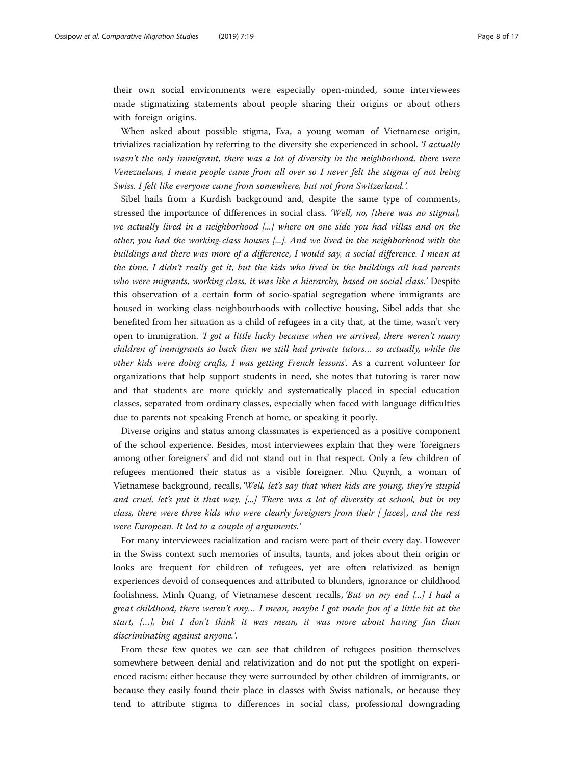their own social environments were especially open-minded, some interviewees made stigmatizing statements about people sharing their origins or about others with foreign origins.

When asked about possible stigma, Eva, a young woman of Vietnamese origin, trivializes racialization by referring to the diversity she experienced in school. *'I actually wasn't the only immigrant, there was a lot of diversity in the neighborhood, there were Venezuelans, I mean people came from all over so I never felt the stigma of not being Swiss. I felt like everyone came from somewhere, but not from Switzerland.'.*

Sibel hails from a Kurdish background and, despite the same type of comments, stressed the importance of differences in social class. *'Well, no, [there was no stigma], we actually lived in a neighborhood [...] where on one side you had villas and on the other, you had the working-class houses [...]. And we lived in the neighborhood with the buildings and there was more of a difference, I would say, a social difference. I mean at the time, I didn't really get it, but the kids who lived in the buildings all had parents who were migrants, working class, it was like a hierarchy, based on social class.'* Despite this observation of a certain form of socio-spatial segregation where immigrants are housed in working class neighbourhoods with collective housing, Sibel adds that she benefited from her situation as a child of refugees in a city that, at the time, wasn't very open to immigration. *'I got a little lucky because when we arrived, there weren't many children of immigrants so back then we still had private tutors… so actually, while the other kids were doing crafts, I was getting French lessons'.* As a current volunteer for organizations that help support students in need, she notes that tutoring is rarer now and that students are more quickly and systematically placed in special education classes, separated from ordinary classes, especially when faced with language difficulties due to parents not speaking French at home, or speaking it poorly.

Diverse origins and status among classmates is experienced as a positive component of the school experience. Besides, most interviewees explain that they were 'foreigners among other foreigners' and did not stand out in that respect. Only a few children of refugees mentioned their status as a visible foreigner. Nhu Quynh, a woman of Vietnamese background, recalls, *'Well, let's say that when kids are young, they're stupid and cruel, let's put it that way. [...] There was a lot of diversity at school, but in my class, there were three kids who were clearly foreigners from their [ faces], and the rest were European. It led to a couple of arguments.'*

For many interviewees racialization and racism were part of their every day. However in the Swiss context such memories of insults, taunts, and jokes about their origin or looks are frequent for children of refugees, yet are often relativized as benign experiences devoid of consequences and attributed to blunders, ignorance or childhood foolishness. Minh Quang, of Vietnamese descent recalls, *'But on my end [...] I had a great childhood, there weren't any… I mean, maybe I got made fun of a little bit at the start, […], but I don't think it was mean, it was more about having fun than discriminating against anyone.'.*

From these few quotes we can see that children of refugees position themselves somewhere between denial and relativization and do not put the spotlight on experienced racism: either because they were surrounded by other children of immigrants, or because they easily found their place in classes with Swiss nationals, or because they tend to attribute stigma to differences in social class, professional downgrading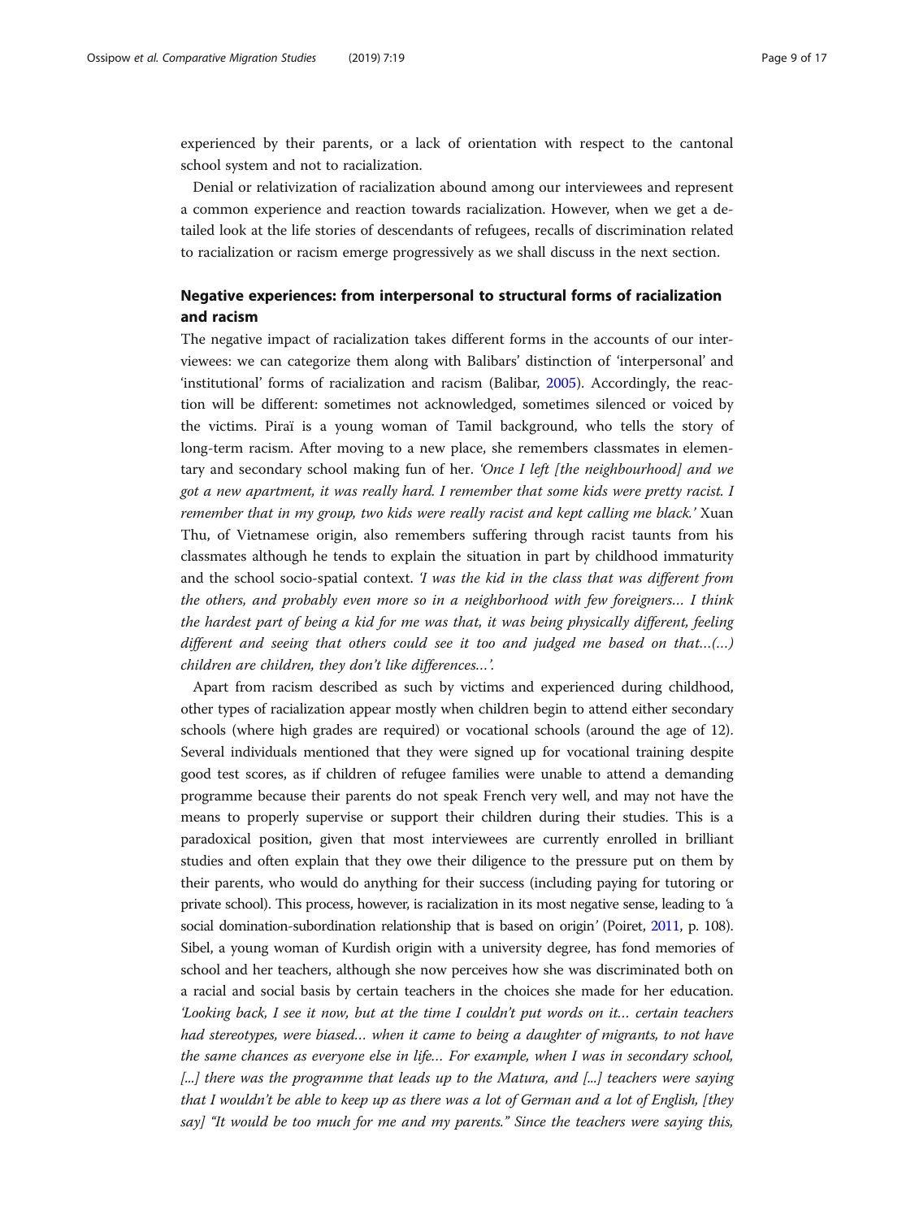experienced by their parents, or a lack of orientation with respect to the cantonal school system and not to racialization.

Denial or relativization of racialization abound among our interviewees and represent a common experience and reaction towards racialization. However, when we get a detailed look at the life stories of descendants of refugees, recalls of discrimination related to racialization or racism emerge progressively as we shall discuss in the next section.

## Negative experiences: from interpersonal to structural forms of racialization and racism

The negative impact of racialization takes different forms in the accounts of our interviewees: we can categorize them along with Balibars' distinction of 'interpersonal' and 'institutional' forms of racialization and racism (Balibar, 2005). Accordingly, the reaction will be different: sometimes not acknowledged, sometimes silenced or voiced by the victims. Piraï is a young woman of Tamil background, who tells the story of long-term racism. After moving to a new place, she remembers classmates in elementary and secondary school making fun of her. *'Once I left [the neighbourhood] and we got a new apartment, it was really hard. I remember that some kids were pretty racist. I remember that in my group, two kids were really racist and kept calling me black.'* Xuan Thu, of Vietnamese origin, also remembers suffering through racist taunts from his classmates although he tends to explain the situation in part by childhood immaturity and the school socio-spatial context. *'I was the kid in the class that was different from the others, and probably even more so in a neighborhood with few foreigners… I think the hardest part of being a kid for me was that, it was being physically different, feeling different and seeing that others could see it too and judged me based on that…(…) children are children, they don't like differences…'.*

Apart from racism described as such by victims and experienced during childhood, other types of racialization appear mostly when children begin to attend either secondary schools (where high grades are required) or vocational schools (around the age of 12). Several individuals mentioned that they were signed up for vocational training despite good test scores, as if children of refugee families were unable to attend a demanding programme because their parents do not speak French very well, and may not have the means to properly supervise or support their children during their studies. This is a paradoxical position, given that most interviewees are currently enrolled in brilliant studies and often explain that they owe their diligence to the pressure put on them by their parents, who would do anything for their success (including paying for tutoring or private school). This process, however, is racialization in its most negative sense, leading to 'a social domination-subordination relationship that is based on origin' (Poiret, 2011, p. 108). Sibel, a young woman of Kurdish origin with a university degree, has fond memories of school and her teachers, although she now perceives how she was discriminated both on a racial and social basis by certain teachers in the choices she made for her education. *'Looking back, I see it now, but at the time I couldn't put words on it… certain teachers had stereotypes, were biased… when it came to being a daughter of migrants, to not have the same chances as everyone else in life… For example, when I was in secondary school, [...] there was the programme that leads up to the Matura, and [...] teachers were saying that I wouldn't be able to keep up as there was a lot of German and a lot of English, [they say] "It would be too much for me and my parents." Since the teachers were saying this,*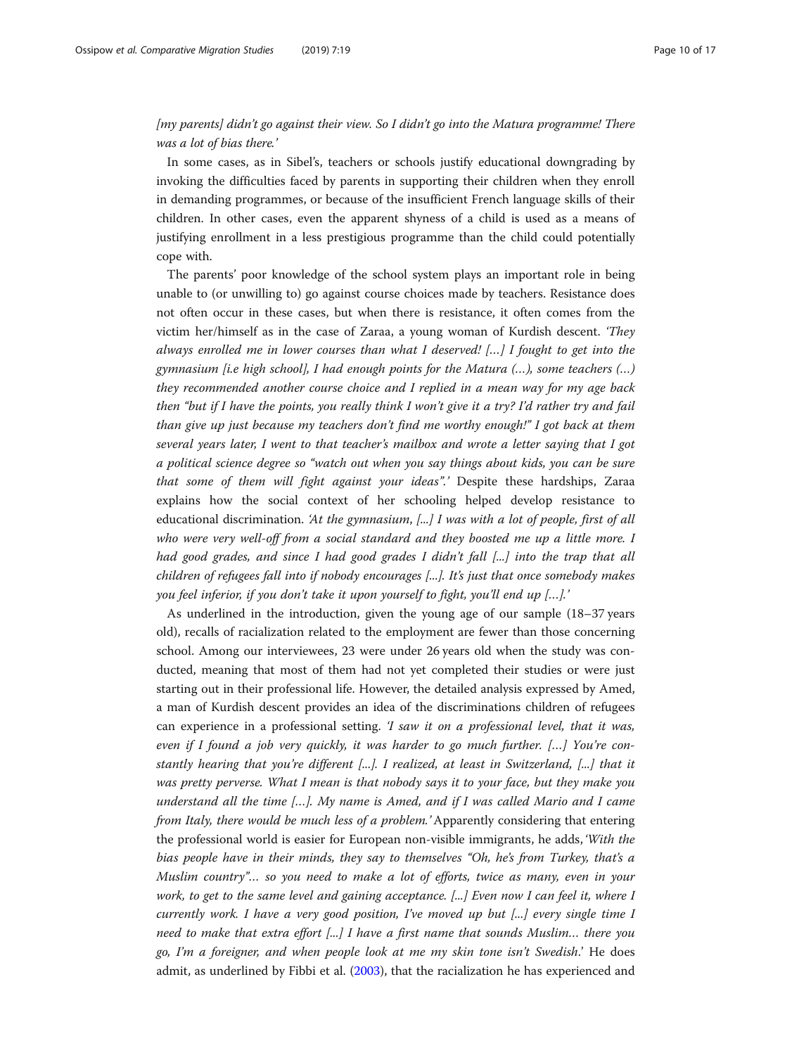*[my parents] didn't go against their view. So I didn't go into the Matura programme! There was a lot of bias there.'*

In some cases, as in Sibel's, teachers or schools justify educational downgrading by invoking the difficulties faced by parents in supporting their children when they enroll in demanding programmes, or because of the insufficient French language skills of their children. In other cases, even the apparent shyness of a child is used as a means of justifying enrollment in a less prestigious programme than the child could potentially cope with.

The parents' poor knowledge of the school system plays an important role in being unable to (or unwilling to) go against course choices made by teachers. Resistance does not often occur in these cases, but when there is resistance, it often comes from the victim her/himself as in the case of Zaraa, a young woman of Kurdish descent. *'They always enrolled me in lower courses than what I deserved! […] I fought to get into the gymnasium [i.e high school], I had enough points for the Matura (…), some teachers (…) they recommended another course choice and I replied in a mean way for my age back then "but if I have the points, you really think I won't give it a try? I'd rather try and fail than give up just because my teachers don't find me worthy enough!" I got back at them several years later, I went to that teacher's mailbox and wrote a letter saying that I got a political science degree so "watch out when you say things about kids, you can be sure that some of them will fight against your ideas".'* Despite these hardships, Zaraa explains how the social context of her schooling helped develop resistance to educational discrimination. *'At the gymnasium, [...] I was with a lot of people, first of all who were very well-off from a social standard and they boosted me up a little more. I had good grades, and since I had good grades I didn't fall [...] into the trap that all children of refugees fall into if nobody encourages [...]. It's just that once somebody makes you feel inferior, if you don't take it upon yourself to fight, you'll end up […].'*

As underlined in the introduction, given the young age of our sample (18–37 years old), recalls of racialization related to the employment are fewer than those concerning school. Among our interviewees, 23 were under 26 years old when the study was conducted, meaning that most of them had not yet completed their studies or were just starting out in their professional life. However, the detailed analysis expressed by Amed, a man of Kurdish descent provides an idea of the discriminations children of refugees can experience in a professional setting. *'I saw it on a professional level, that it was, even if I found a job very quickly, it was harder to go much further. […] You're constantly hearing that you're different [...]. I realized, at least in Switzerland, [...] that it was pretty perverse. What I mean is that nobody says it to your face, but they make you understand all the time […]. My name is Amed, and if I was called Mario and I came from Italy, there would be much less of a problem.'* Apparently considering that entering the professional world is easier for European non-visible immigrants, he adds, *'With the bias people have in their minds, they say to themselves "Oh, he's from Turkey, that's a Muslim country"… so you need to make a lot of efforts, twice as many, even in your work, to get to the same level and gaining acceptance. [...] Even now I can feel it, where I currently work. I have a very good position, I've moved up but [...] every single time I need to make that extra effort [...] I have a first name that sounds Muslim… there you go, I'm a foreigner, and when people look at me my skin tone isn't Swedish.'* He does admit, as underlined by Fibbi et al. (2003), that the racialization he has experienced and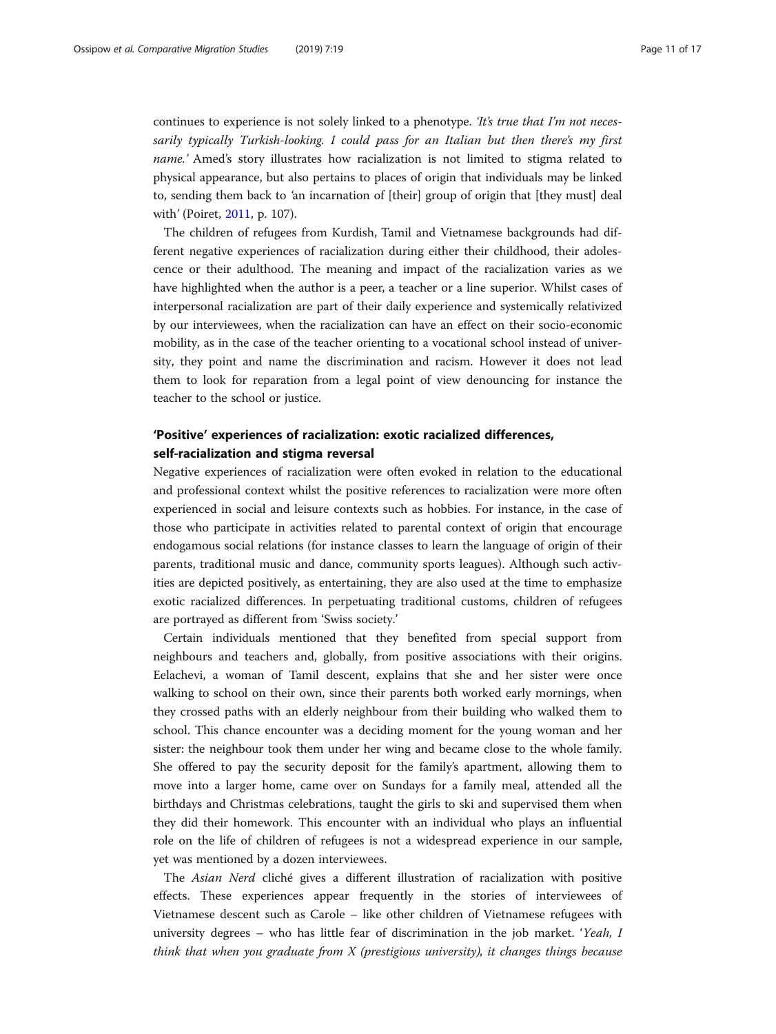continues to experience is not solely linked to a phenotype. *'It's true that I'm not necessarily typically Turkish-looking. I could pass for an Italian but then there's my first name.'* Amed's story illustrates how racialization is not limited to stigma related to physical appearance, but also pertains to places of origin that individuals may be linked to, sending them back to 'an incarnation of [their] group of origin that [they must] deal with' (Poiret, 2011, p. 107).

The children of refugees from Kurdish, Tamil and Vietnamese backgrounds had different negative experiences of racialization during either their childhood, their adolescence or their adulthood. The meaning and impact of the racialization varies as we have highlighted when the author is a peer, a teacher or a line superior. Whilst cases of interpersonal racialization are part of their daily experience and systemically relativized by our interviewees, when the racialization can have an effect on their socio-economic mobility, as in the case of the teacher orienting to a vocational school instead of university, they point and name the discrimination and racism. However it does not lead them to look for reparation from a legal point of view denouncing for instance the teacher to the school or justice.

## 'Positive' experiences of racialization: exotic racialized differences, self-racialization and stigma reversal

Negative experiences of racialization were often evoked in relation to the educational and professional context whilst the positive references to racialization were more often experienced in social and leisure contexts such as hobbies. For instance, in the case of those who participate in activities related to parental context of origin that encourage endogamous social relations (for instance classes to learn the language of origin of their parents, traditional music and dance, community sports leagues). Although such activities are depicted positively, as entertaining, they are also used at the time to emphasize exotic racialized differences. In perpetuating traditional customs, children of refugees are portrayed as different from 'Swiss society.'

Certain individuals mentioned that they benefited from special support from neighbours and teachers and, globally, from positive associations with their origins. Eelachevi, a woman of Tamil descent, explains that she and her sister were once walking to school on their own, since their parents both worked early mornings, when they crossed paths with an elderly neighbour from their building who walked them to school. This chance encounter was a deciding moment for the young woman and her sister: the neighbour took them under her wing and became close to the whole family. She offered to pay the security deposit for the family's apartment, allowing them to move into a larger home, came over on Sundays for a family meal, attended all the birthdays and Christmas celebrations, taught the girls to ski and supervised them when they did their homework. This encounter with an individual who plays an influential role on the life of children of refugees is not a widespread experience in our sample, yet was mentioned by a dozen interviewees.

The *Asian Nerd* cliché gives a different illustration of racialization with positive effects. These experiences appear frequently in the stories of interviewees of Vietnamese descent such as Carole – like other children of Vietnamese refugees with university degrees – who has little fear of discrimination in the job market. '*Yeah, I think that when you graduate from X (prestigious university), it changes things because*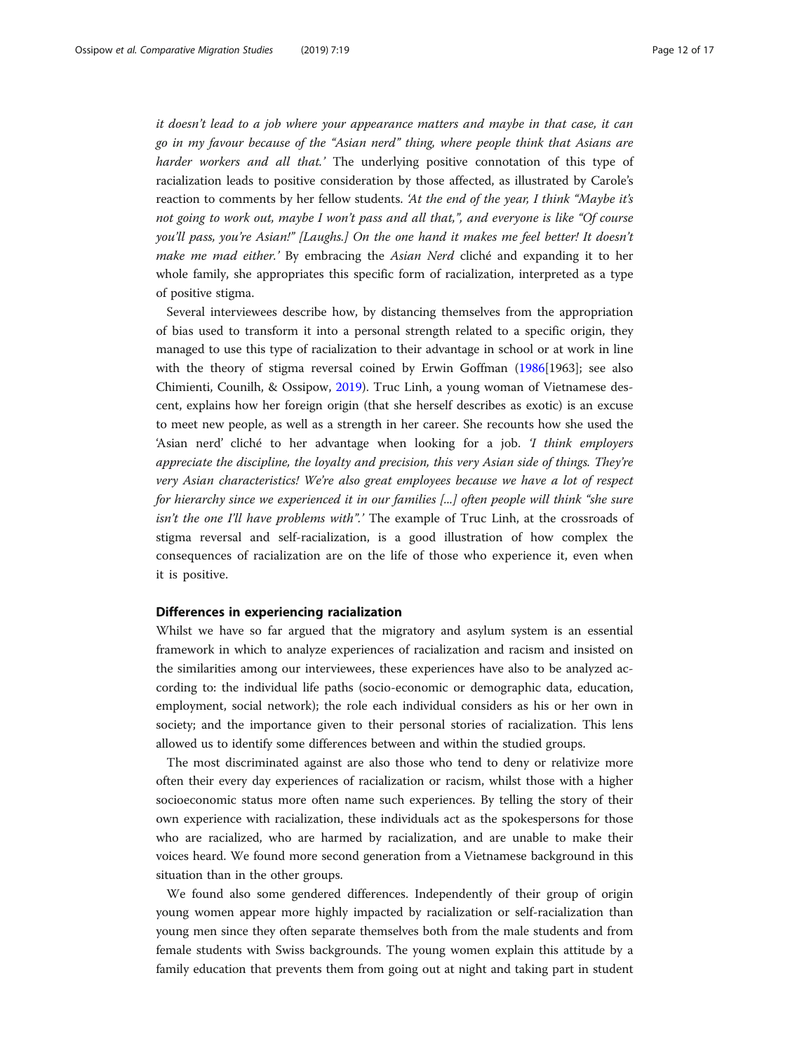*it doesn't lead to a job where your appearance matters and maybe in that case, it can go in my favour because of the "Asian nerd" thing, where people think that Asians are harder workers and all that.'* The underlying positive connotation of this type of racialization leads to positive consideration by those affected, as illustrated by Carole's reaction to comments by her fellow students. *'At the end of the year, I think "Maybe it's not going to work out, maybe I won't pass and all that,", and everyone is like "Of course you'll pass, you're Asian!" [Laughs.] On the one hand it makes me feel better! It doesn't make me mad either.'* By embracing the *Asian Nerd* cliché and expanding it to her whole family, she appropriates this specific form of racialization, interpreted as a type of positive stigma.

Several interviewees describe how, by distancing themselves from the appropriation of bias used to transform it into a personal strength related to a specific origin, they managed to use this type of racialization to their advantage in school or at work in line with the theory of stigma reversal coined by Erwin Goffman (1986[1963]; see also Chimienti, Counilh, & Ossipow, 2019). Truc Linh, a young woman of Vietnamese descent, explains how her foreign origin (that she herself describes as exotic) is an excuse to meet new people, as well as a strength in her career. She recounts how she used the 'Asian nerd' cliché to her advantage when looking for a job. *'I think employers appreciate the discipline, the loyalty and precision, this very Asian side of things. They're very Asian characteristics! We're also great employees because we have a lot of respect for hierarchy since we experienced it in our families [...] often people will think "she sure isn't the one I'll have problems with".'* The example of Truc Linh, at the crossroads of stigma reversal and self-racialization, is a good illustration of how complex the consequences of racialization are on the life of those who experience it, even when it is positive.

## Differences in experiencing racialization

Whilst we have so far argued that the migratory and asylum system is an essential framework in which to analyze experiences of racialization and racism and insisted on the similarities among our interviewees, these experiences have also to be analyzed according to: the individual life paths (socio-economic or demographic data, education, employment, social network); the role each individual considers as his or her own in society; and the importance given to their personal stories of racialization. This lens allowed us to identify some differences between and within the studied groups.

The most discriminated against are also those who tend to deny or relativize more often their every day experiences of racialization or racism, whilst those with a higher socioeconomic status more often name such experiences. By telling the story of their own experience with racialization, these individuals act as the spokespersons for those who are racialized, who are harmed by racialization, and are unable to make their voices heard. We found more second generation from a Vietnamese background in this situation than in the other groups.

We found also some gendered differences. Independently of their group of origin young women appear more highly impacted by racialization or self-racialization than young men since they often separate themselves both from the male students and from female students with Swiss backgrounds. The young women explain this attitude by a family education that prevents them from going out at night and taking part in student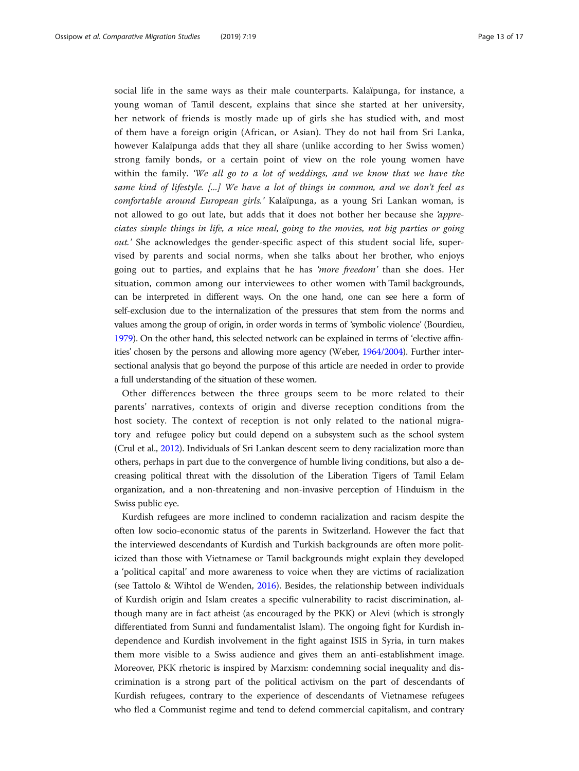social life in the same ways as their male counterparts. Kalaïpunga, for instance, a young woman of Tamil descent, explains that since she started at her university, her network of friends is mostly made up of girls she has studied with, and most of them have a foreign origin (African, or Asian). They do not hail from Sri Lanka, however Kalaïpunga adds that they all share (unlike according to her Swiss women) strong family bonds, or a certain point of view on the role young women have within the family. *'We all go to a lot of weddings, and we know that we have the same kind of lifestyle. [...] We have a lot of things in common, and we don't feel as comfortable around European girls.'* Kalaïpunga, as a young Sri Lankan woman, is not allowed to go out late, but adds that it does not bother her because she *'appreciates simple things in life, a nice meal, going to the movies, not big parties or going out.'* She acknowledges the gender-specific aspect of this student social life, supervised by parents and social norms, when she talks about her brother, who enjoys going out to parties, and explains that he has *'more freedom'* than she does. Her situation, common among our interviewees to other women with Tamil backgrounds, can be interpreted in different ways. On the one hand, one can see here a form of self-exclusion due to the internalization of the pressures that stem from the norms and values among the group of origin, in order words in terms of 'symbolic violence' (Bourdieu, 1979). On the other hand, this selected network can be explained in terms of 'elective affinities' chosen by the persons and allowing more agency (Weber, 1964/2004). Further intersectional analysis that go beyond the purpose of this article are needed in order to provide a full understanding of the situation of these women.

Other differences between the three groups seem to be more related to their parents' narratives, contexts of origin and diverse reception conditions from the host society. The context of reception is not only related to the national migratory and refugee policy but could depend on a subsystem such as the school system (Crul et al., 2012). Individuals of Sri Lankan descent seem to deny racialization more than others, perhaps in part due to the convergence of humble living conditions, but also a decreasing political threat with the dissolution of the Liberation Tigers of Tamil Eelam organization, and a non-threatening and non-invasive perception of Hinduism in the Swiss public eye.

Kurdish refugees are more inclined to condemn racialization and racism despite the often low socio-economic status of the parents in Switzerland. However the fact that the interviewed descendants of Kurdish and Turkish backgrounds are often more politicized than those with Vietnamese or Tamil backgrounds might explain they developed a 'political capital' and more awareness to voice when they are victims of racialization (see Tattolo & Wihtol de Wenden, 2016). Besides, the relationship between individuals of Kurdish origin and Islam creates a specific vulnerability to racist discrimination, although many are in fact atheist (as encouraged by the PKK) or Alevi (which is strongly differentiated from Sunni and fundamentalist Islam). The ongoing fight for Kurdish independence and Kurdish involvement in the fight against ISIS in Syria, in turn makes them more visible to a Swiss audience and gives them an anti-establishment image. Moreover, PKK rhetoric is inspired by Marxism: condemning social inequality and discrimination is a strong part of the political activism on the part of descendants of Kurdish refugees, contrary to the experience of descendants of Vietnamese refugees who fled a Communist regime and tend to defend commercial capitalism, and contrary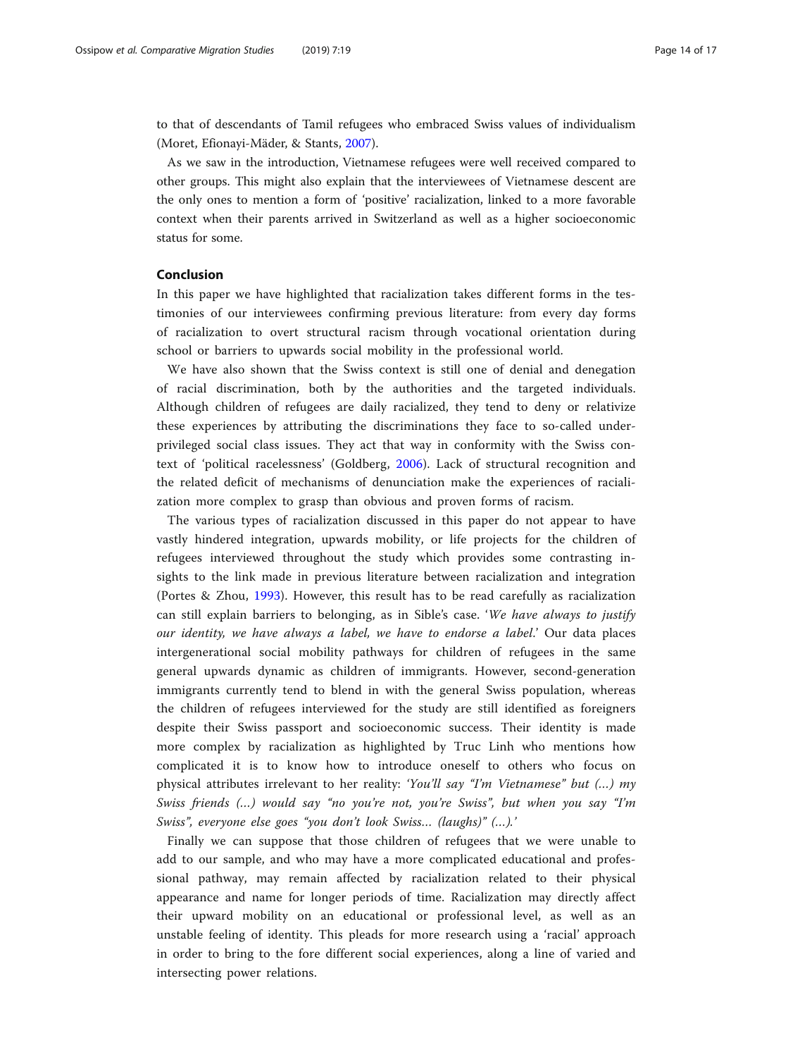to that of descendants of Tamil refugees who embraced Swiss values of individualism (Moret, Efionayi-Mäder, & Stants, 2007).

As we saw in the introduction, Vietnamese refugees were well received compared to other groups. This might also explain that the interviewees of Vietnamese descent are the only ones to mention a form of 'positive' racialization, linked to a more favorable context when their parents arrived in Switzerland as well as a higher socioeconomic status for some.

## Conclusion

In this paper we have highlighted that racialization takes different forms in the testimonies of our interviewees confirming previous literature: from every day forms of racialization to overt structural racism through vocational orientation during school or barriers to upwards social mobility in the professional world.

We have also shown that the Swiss context is still one of denial and denegation of racial discrimination, both by the authorities and the targeted individuals. Although children of refugees are daily racialized, they tend to deny or relativize these experiences by attributing the discriminations they face to so-called underprivileged social class issues. They act that way in conformity with the Swiss context of 'political racelessness' (Goldberg, 2006). Lack of structural recognition and the related deficit of mechanisms of denunciation make the experiences of racialization more complex to grasp than obvious and proven forms of racism.

The various types of racialization discussed in this paper do not appear to have vastly hindered integration, upwards mobility, or life projects for the children of refugees interviewed throughout the study which provides some contrasting insights to the link made in previous literature between racialization and integration (Portes & Zhou, 1993). However, this result has to be read carefully as racialization can still explain barriers to belonging, as in Sible's case. '*We have always to justify our identity, we have always a label, we have to endorse a label*.' Our data places intergenerational social mobility pathways for children of refugees in the same general upwards dynamic as children of immigrants. However, second-generation immigrants currently tend to blend in with the general Swiss population, whereas the children of refugees interviewed for the study are still identified as foreigners despite their Swiss passport and socioeconomic success. Their identity is made more complex by racialization as highlighted by Truc Linh who mentions how complicated it is to know how to introduce oneself to others who focus on physical attributes irrelevant to her reality: *'You'll say "I'm Vietnamese" but (…) my Swiss friends (…) would say "no you're not, you're Swiss", but when you say "I'm Swiss", everyone else goes "you don't look Swiss… (laughs)" (…).'*

Finally we can suppose that those children of refugees that we were unable to add to our sample, and who may have a more complicated educational and professional pathway, may remain affected by racialization related to their physical appearance and name for longer periods of time. Racialization may directly affect their upward mobility on an educational or professional level, as well as an unstable feeling of identity. This pleads for more research using a 'racial' approach in order to bring to the fore different social experiences, along a line of varied and intersecting power relations.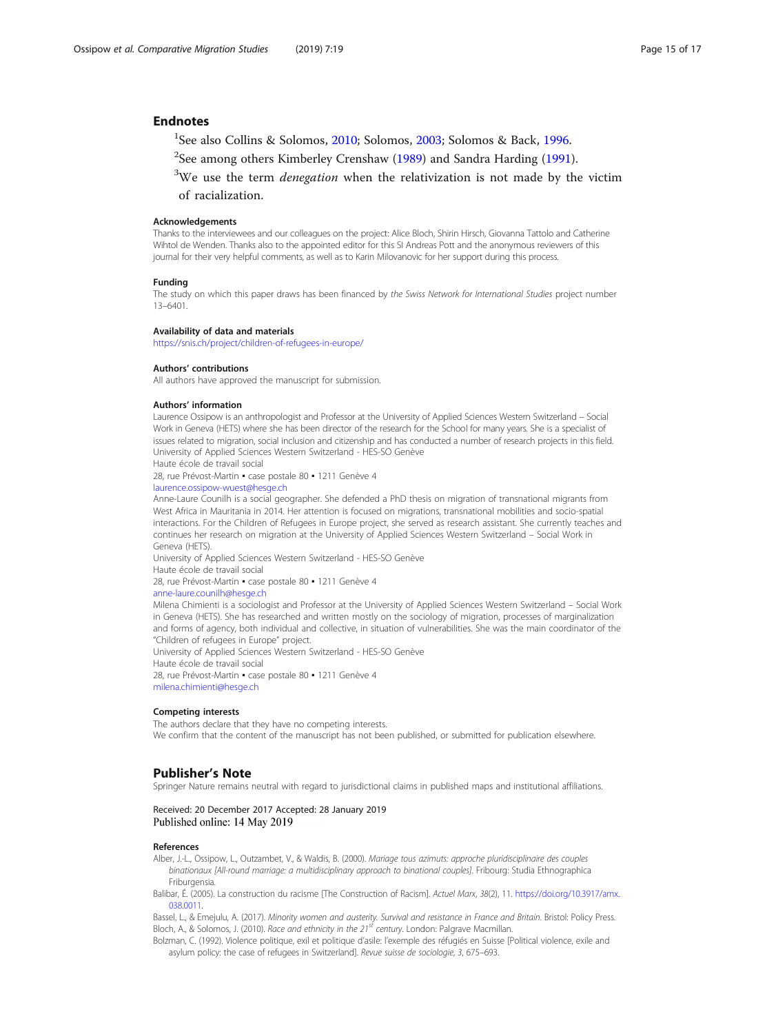## Endnotes

[1]See also Collins & Solomos, 2010; Solomos, 2003; Solomos & Back, 1996.

[2]See among others Kimberley Crenshaw (1989) and Sandra Harding (1991).

[3]We use the term *denegation* when the relativization is not made by the victim of racialization.

### Acknowledgements

Thanks to the interviewees and our colleagues on the project: Alice Bloch, Shirin Hirsch, Giovanna Tattolo and Catherine Wihtol de Wenden. Thanks also to the appointed editor for this SI Andreas Pott and the anonymous reviewers of this journal for their very helpful comments, as well as to Karin Milovanovic for her support during this process.

### Funding

The study on which this paper draws has been financed by *the Swiss Network for International Studies* project number 13–6401.

### Availability of data and materials

https://snis.ch/project/children-of-refugees-in-europe/

### Authors' contributions

All authors have approved the manuscript for submission.

### Authors' information

Laurence Ossipow is an anthropologist and Professor at the University of Applied Sciences Western Switzerland – Social Work in Geneva (HETS) where she has been director of the research for the School for many years. She is a specialist of issues related to migration, social inclusion and citizenship and has conducted a number of research projects in this field.
University of Applied Sciences Western Switzerland - HES-SO Genève
Haute école de travail social
28, rue Prévost-Martin • case postale 80 • 1211 Genève 4
laurence.ossipow-wuest@hesge.ch

Anne-Laure Counilh is a social geographer. She defended a PhD thesis on migration of transnational migrants from West Africa in Mauritania in 2014. Her attention is focused on migrations, transnational mobilities and socio-spatial interactions. For the Children of Refugees in Europe project, she served as research assistant. She currently teaches and continues her research on migration at the University of Applied Sciences Western Switzerland – Social Work in Geneva (HETS).
University of Applied Sciences Western Switzerland - HES-SO Genève
Haute école de travail social
28, rue Prévost-Martin • case postale 80 • 1211 Genève 4
anne-laure.counilh@hesge.ch

Milena Chimienti is a sociologist and Professor at the University of Applied Sciences Western Switzerland – Social Work in Geneva (HETS). She has researched and written mostly on the sociology of migration, processes of marginalization and forms of agency, both individual and collective, in situation of vulnerabilities. She was the main coordinator of the "Children of refugees in Europe" project.
University of Applied Sciences Western Switzerland - HES-SO Genève
Haute école de travail social
28, rue Prévost-Martin • case postale 80 • 1211 Genève 4
milena.chimienti@hesge.ch

### Competing interests

The authors declare that they have no competing interests.
We confirm that the content of the manuscript has not been published, or submitted for publication elsewhere.

## Publisher's Note

Springer Nature remains neutral with regard to jurisdictional claims in published maps and institutional affiliations.

Received: 20 December 2017 Accepted: 28 January 2019
Published online: 14 May 2019

### References

Alber, J.-L., Ossipow, L., Outzambet, V., & Waldis, B. (2000). *Mariage tous azimuts: approche pluridisciplinaire des couples binationaux [All-round marriage: a multidisciplinary approach to binational couples]*. Fribourg: Studia Ethnographica Friburgensia.

Balibar, É. (2005). La construction du racisme [The Construction of Racism]. *Actuel Marx, 38*(2), 11. https://doi.org/10.3917/amx.038.0011.

Bassel, L., & Emejulu, A. (2017). *Minority women and austerity. Survival and resistance in France and Britain*. Bristol: Policy Press.

Bloch, A., & Solomos, J. (2010). *Race and ethnicity in the 21st century*. London: Palgrave Macmillan.

Bolzman, C. (1992). Violence politique, exil et politique d'asile: l'exemple des réfugiés en Suisse [Political violence, exile and asylum policy: the case of refugees in Switzerland]. *Revue suisse de sociologie, 3*, 675–693.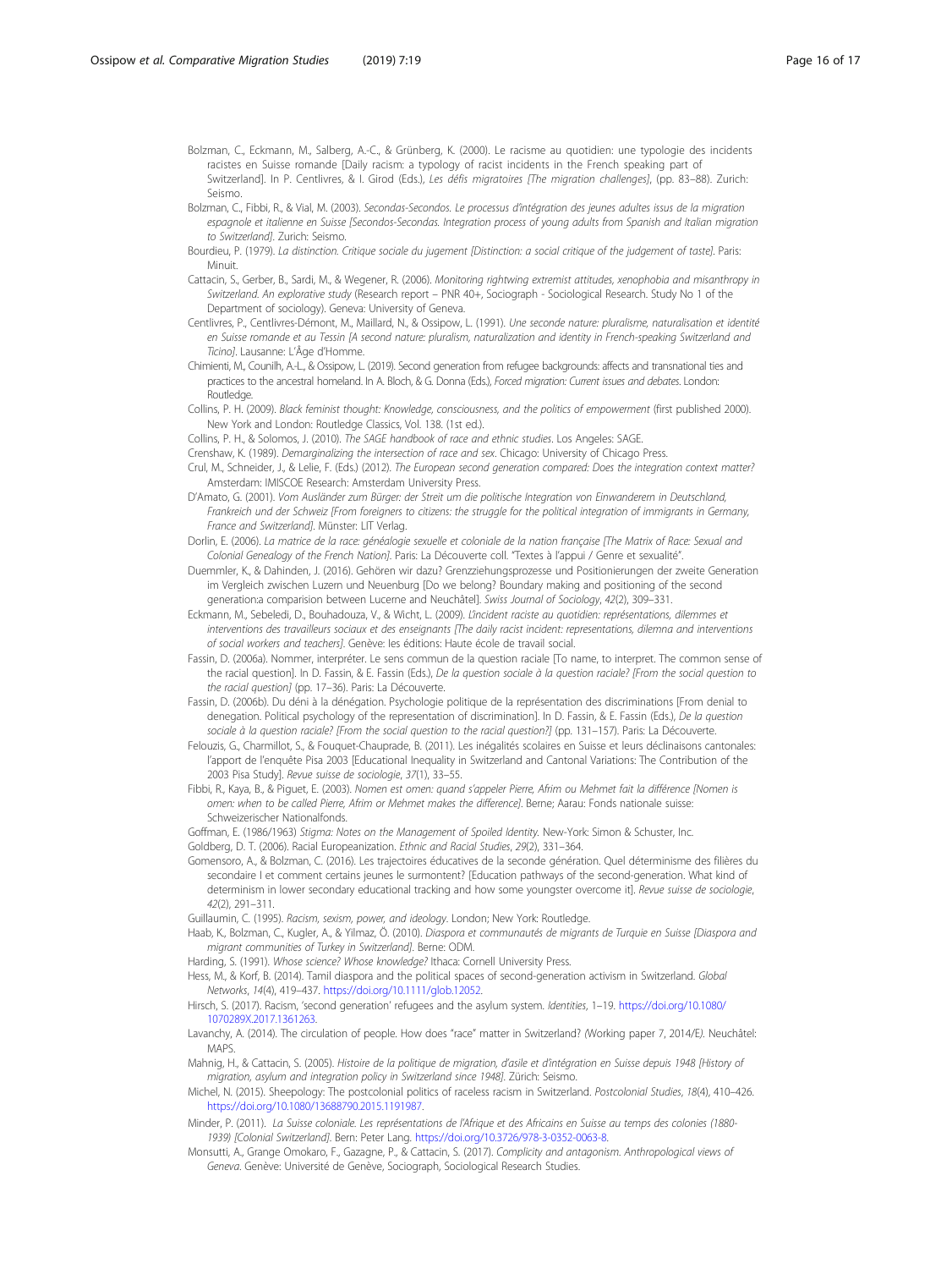Bolzman, C., Eckmann, M., Salberg, A.-C., & Grünberg, K. (2000). Le racisme au quotidien: une typologie des incidents racistes en Suisse romande [Daily racism: a typology of racist incidents in the French speaking part of Switzerland]. In P. Centlivres, & I. Girod (Eds.), *Les défis migratoires [The migration challenges]*, (pp. 83–88). Zurich: Seismo.

Bolzman, C., Fibbi, R., & Vial, M. (2003). *Secondas-Secondos. Le processus d'intégration des jeunes adultes issus de la migration espagnole et italienne en Suisse [Secondos-Secondas. Integration process of young adults from Spanish and Italian migration to Switzerland]*. Zurich: Seismo.

Bourdieu, P. (1979). *La distinction. Critique sociale du jugement [Distinction: a social critique of the judgement of taste]*. Paris: Minuit.

Cattacin, S., Gerber, B., Sardi, M., & Wegener, R. (2006). *Monitoring rightwing extremist attitudes, xenophobia and misanthropy in Switzerland. An explorative study* (Research report – PNR 40+, Sociograph - Sociological Research. Study No 1 of the Department of sociology). Geneva: University of Geneva.

Centlivres, P., Centlivres-Démont, M., Maillard, N., & Ossipow, L. (1991). *Une seconde nature: pluralisme, naturalisation et identité en Suisse romande et au Tessin [A second nature: pluralism, naturalization and identity in French-speaking Switzerland and Ticino]*. Lausanne: L'Âge d'Homme.

Chimienti, M., Counilh, A.-L., & Ossipow, L. (2019). Second generation from refugee backgrounds: affects and transnational ties and practices to the ancestral homeland. In A. Bloch, & G. Donna (Eds.), *Forced migration: Current issues and debates*. London: Routledge.

Collins, P. H. (2009). *Black feminist thought: Knowledge, consciousness, and the politics of empowerment* (first published 2000). New York and London: Routledge Classics, Vol. 138. (1st ed.).

Collins, P. H., & Solomos, J. (2010). *The SAGE handbook of race and ethnic studies*. Los Angeles: SAGE.

Crenshaw, K. (1989). *Demarginalizing the intersection of race and sex*. Chicago: University of Chicago Press.

Crul, M., Schneider, J., & Lelie, F. (Eds.) (2012). *The European second generation compared: Does the integration context matter?* Amsterdam: IMISCOE Research: Amsterdam University Press.

D'Amato, G. (2001). *Vom Ausländer zum Bürger: der Streit um die politische Integration von Einwanderern in Deutschland, Frankreich und der Schweiz [From foreigners to citizens: the struggle for the political integration of immigrants in Germany, France and Switzerland]*. Münster: LIT Verlag.

Dorlin, E. (2006). *La matrice de la race: généalogie sexuelle et coloniale de la nation française [The Matrix of Race: Sexual and Colonial Genealogy of the French Nation]*. Paris: La Découverte coll. "Textes à l'appui / Genre et sexualité".

Duemmler, K., & Dahinden, J. (2016). Gehören wir dazu? Grenzziehungsprozesse und Positionierungen der zweite Generation im Vergleich zwischen Luzern und Neuenburg [Do we belong? Boundary making and positioning of the second generation:a comparision between Lucerne and Neuchâtel]. *Swiss Journal of Sociology*, *42*(2), 309–331.

Eckmann, M., Sebeledi, D., Bouhadouza, V., & Wicht, L. (2009). *L'incident raciste au quotidien: représentations, dilemmes et interventions des travailleurs sociaux et des enseignants [The daily racist incident: representations, dilemna and interventions of social workers and teachers]*. Genève: les éditions: Haute école de travail social.

Fassin, D. (2006a). Nommer, interpréter. Le sens commun de la question raciale [To name, to interpret. The common sense of the racial question]. In D. Fassin, & E. Fassin (Eds.), *De la question sociale à la question raciale? [From the social question to the racial question]* (pp. 17–36). Paris: La Découverte.

Fassin, D. (2006b). Du déni à la dénégation. Psychologie politique de la représentation des discriminations [From denial to denegation. Political psychology of the representation of discrimination]. In D. Fassin, & E. Fassin (Eds.), *De la question sociale à la question raciale? [From the social question to the racial question?]* (pp. 131–157). Paris: La Découverte.

Felouzis, G., Charmillot, S., & Fouquet-Chauprade, B. (2011). Les inégalités scolaires en Suisse et leurs déclinaisons cantonales: l'apport de l'enquête Pisa 2003 [Educational Inequality in Switzerland and Cantonal Variations: The Contribution of the 2003 Pisa Study]. *Revue suisse de sociologie*, *37*(1), 33–55.

Fibbi, R., Kaya, B., & Piguet, E. (2003). *Nomen est omen: quand s'appeler Pierre, Afrim ou Mehmet fait la différence [Nomen is omen: when to be called Pierre, Afrim or Mehmet makes the difference]*. Berne; Aarau: Fonds nationale suisse: Schweizerischer Nationalfonds.

Goffman, E. (1986/1963) *Stigma: Notes on the Management of Spoiled Identity*. New-York: Simon & Schuster, Inc.

Goldberg, D. T. (2006). Racial Europeanization. *Ethnic and Racial Studies*, *29*(2), 331–364.

Gomensoro, A., & Bolzman, C. (2016). Les trajectoires éducatives de la seconde génération. Quel déterminisme des filières du secondaire I et comment certains jeunes le surmontent? [Education pathways of the second-generation. What kind of determinism in lower secondary educational tracking and how some youngster overcome it]. *Revue suisse de sociologie*, *42*(2), 291–311.

Guillaumin, C. (1995). *Racism, sexism, power, and ideology*. London; New York: Routledge.

Haab, K., Bolzman, C., Kugler, A., & Yilmaz, Ö. (2010). *Diaspora et communautés de migrants de Turquie en Suisse [Diaspora and migrant communities of Turkey in Switzerland]*. Berne: ODM.

Harding, S. (1991). *Whose science? Whose knowledge?* Ithaca: Cornell University Press.

Hess, M., & Korf, B. (2014). Tamil diaspora and the political spaces of second-generation activism in Switzerland. *Global Networks*, *14*(4), 419–437. https://doi.org/10.1111/glob.12052.

Hirsch, S. (2017). Racism, 'second generation' refugees and the asylum system. *Identities*, 1–19. https://doi.org/10.1080/1070289X.2017.1361263.

Lavanchy, A. (2014). The circulation of people. How does "race" matter in Switzerland? *(*Working paper 7, 2014/E*)*. Neuchâtel: MAPS.

Mahnig, H., & Cattacin, S. (2005). *Histoire de la politique de migration, d'asile et d'intégration en Suisse depuis 1948 [History of migration, asylum and integration policy in Switzerland since 1948]*. Zürich: Seismo.

Michel, N. (2015). Sheepology: The postcolonial politics of raceless racism in Switzerland. *Postcolonial Studies*, *18*(4), 410–426. https://doi.org/10.1080/13688790.2015.1191987.

Minder, P. (2011). *La Suisse coloniale. Les représentations de l'Afrique et des Africains en Suisse au temps des colonies (1880-1939) [Colonial Switzerland]*. Bern: Peter Lang. https://doi.org/10.3726/978-3-0352-0063-8.

Monsutti, A., Grange Omokaro, F., Gazagne, P., & Cattacin, S. (2017). *Complicity and antagonism. Anthropological views of Geneva*. Genève: Université de Genève, Sociograph, Sociological Research Studies.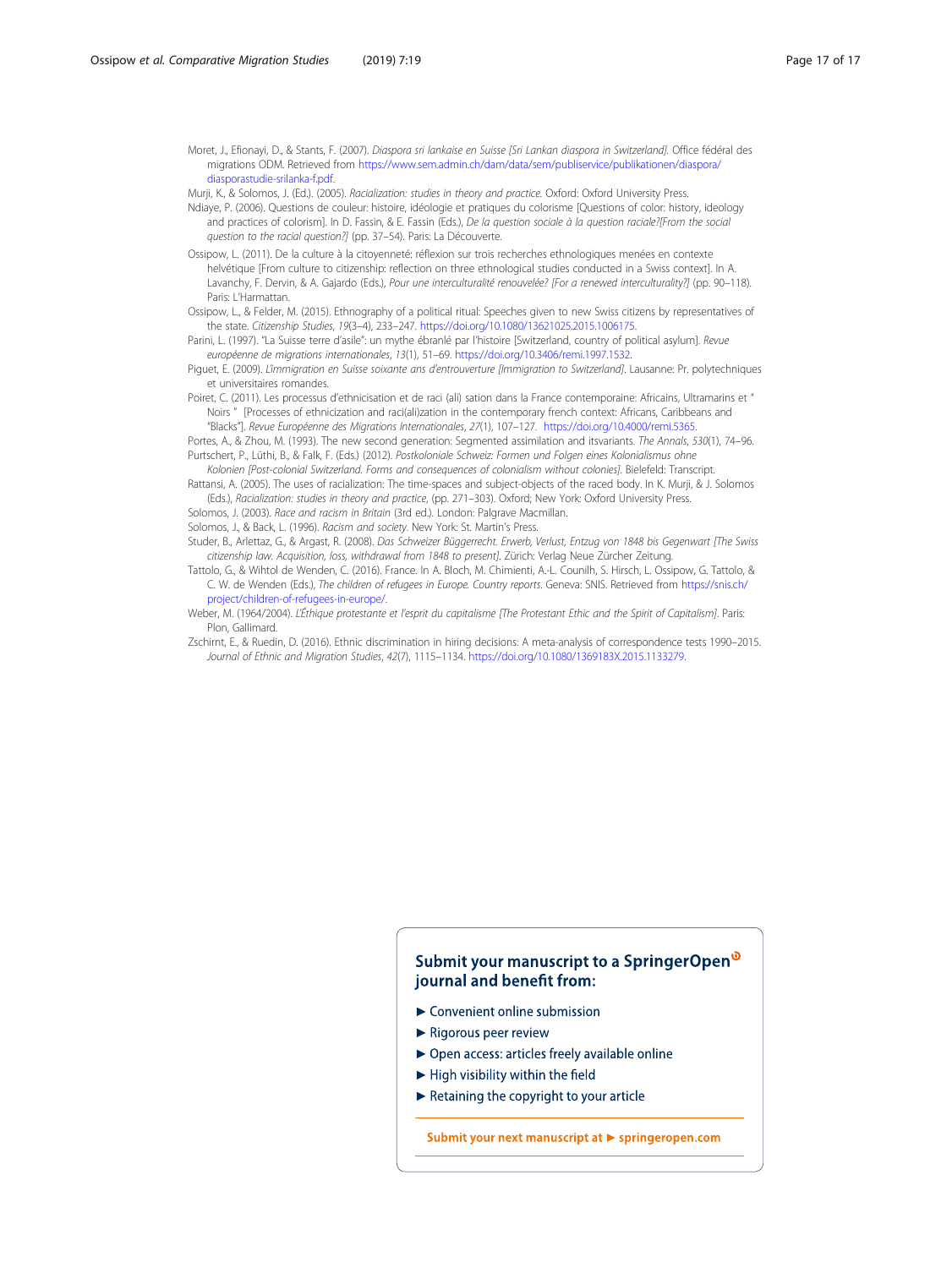Moret, J., Efionayi, D., & Stants, F. (2007). *Diaspora sri lankaise en Suisse [Sri Lankan diaspora in Switzerland]*. Office fédéral des migrations ODM. Retrieved from https://www.sem.admin.ch/dam/data/sem/publiservice/publikationen/diaspora/diasporastudie-srilanka-f.pdf.

Murji, K., & Solomos, J. (Ed.). (2005). *Racialization: studies in theory and practice*. Oxford: Oxford University Press.

Ndiaye, P. (2006). Questions de couleur: histoire, idéologie et pratiques du colorisme [Questions of color: history, ideology and practices of colorism]. In D. Fassin, & E. Fassin (Eds.), *De la question sociale à la question raciale?[From the social question to the racial question?]* (pp. 37–54). Paris: La Découverte.

Ossipow, L. (2011). De la culture à la citoyenneté: réflexion sur trois recherches ethnologiques menées en contexte helvétique [From culture to citizenship: reflection on three ethnological studies conducted in a Swiss context]. In A. Lavanchy, F. Dervin, & A. Gajardo (Eds.), *Pour une interculturalité renouvelée? [For a renewed interculturality?]* (pp. 90–118). Paris: L'Harmattan.

Ossipow, L., & Felder, M. (2015). Ethnography of a political ritual: Speeches given to new Swiss citizens by representatives of the state. *Citizenship Studies*, *19*(3–4), 233–247. https://doi.org/10.1080/13621025.2015.1006175.

Parini, L. (1997). "La Suisse terre d'asile": un mythe ébranlé par l'histoire [Switzerland, country of political asylum]. *Revue européenne de migrations internationales*, *13*(1), 51–69. https://doi.org/10.3406/remi.1997.1532.

Piguet, E. (2009). *L'immigration en Suisse soixante ans d'entrouverture [Immigration to Switzerland]*. Lausanne: Pr. polytechniques et universitaires romandes.

Poiret, C. (2011). Les processus d'ethnicisation et de raci (ali) sation dans la France contemporaine: Africains, Ultramarins et " Noirs " [Processes of ethnicization and raci(ali)zation in the contemporary french context: Africans, Caribbeans and "Blacks"]. *Revue Européenne des Migrations Internationales*, *27*(1), 107–127. https://doi.org/10.4000/remi.5365.

Portes, A., & Zhou, M. (1993). The new second generation: Segmented assimilation and itsvariants. *The Annals*, *530*(1), 74–96.

Purtschert, P., Lüthi, B., & Falk, F. (Eds.) (2012). *Postkoloniale Schweiz: Formen und Folgen eines Kolonialismus ohne Kolonien [Post-colonial Switzerland. Forms and consequences of colonialism without colonies]*. Bielefeld: Transcript.

Rattansi, A. (2005). The uses of racialization: The time-spaces and subject-objects of the raced body. In K. Murji, & J. Solomos (Eds.), *Racialization: studies in theory and practice*, (pp. 271–303). Oxford; New York: Oxford University Press.

Solomos, J. (2003). *Race and racism in Britain* (3rd ed.). London: Palgrave Macmillan.

Solomos, J., & Back, L. (1996). *Racism and society*. New York: St. Martin's Press.

Studer, B., Arlettaz, G., & Argast, R. (2008). *Das Schweizer Büggerrecht. Erwerb, Verlust, Entzug von 1848 bis Gegenwart [The Swiss citizenship law. Acquisition, loss, withdrawal from 1848 to present]*. Zürich: Verlag Neue Zürcher Zeitung.

Tattolo, G., & Wihtol de Wenden, C. (2016). France. In A. Bloch, M. Chimienti, A.-L. Counilh, S. Hirsch, L. Ossipow, G. Tattolo, & C. W. de Wenden (Eds.), *The children of refugees in Europe. Country reports*. Geneva: SNIS. Retrieved from https://snis.ch/project/children-of-refugees-in-europe/.

Weber, M. (1964/2004). *L'Éthique protestante et l'esprit du capitalisme [The Protestant Ethic and the Spirit of Capitalism]*. Paris: Plon, Gallimard.

Zschirnt, E., & Ruedin, D. (2016). Ethnic discrimination in hiring decisions: A meta-analysis of correspondence tests 1990–2015. *Journal of Ethnic and Migration Studies*, *42*(7), 1115–1134. https://doi.org/10.1080/1369183X.2015.1133279.

**Submit your manuscript to a SpringerOpen journal and benefit from:**

- ► Convenient online submission
- ► Rigorous peer review
- ► Open access: articles freely available online
- ► High visibility within the field
- ► Retaining the copyright to your article

**Submit your next manuscript at ► springeropen.com**